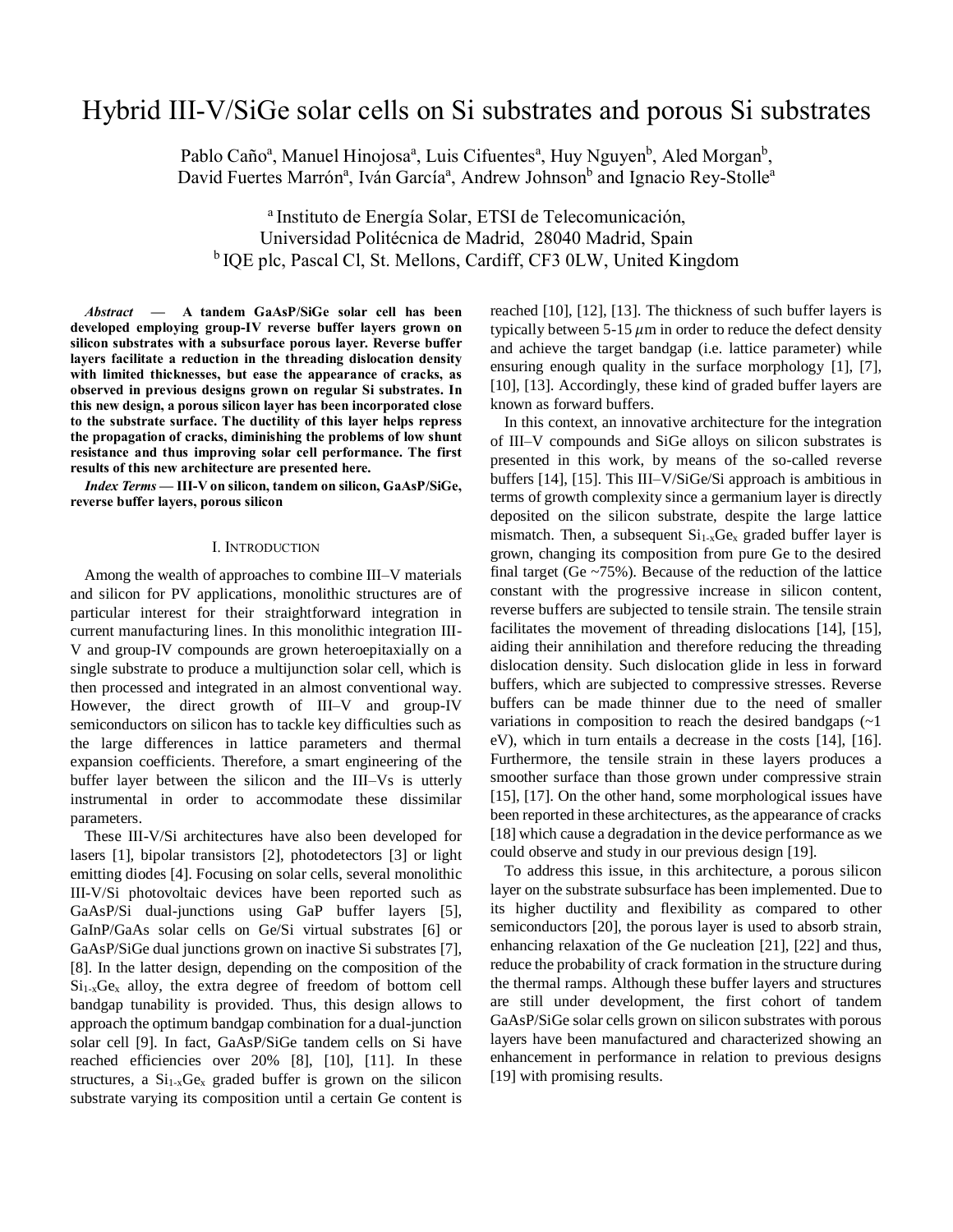# Hybrid III-V/SiGe solar cells on Si substrates and porous Si substrates

Pablo Caño[a], Manuel Hinojosa[a], Luis Cifuentes[a], Huy Nguyen[b], Aled Morgan[b], David Fuertes Marrón[a], Iván García[a], Andrew Johnson[b] and Ignacio Rey-Stolle[a]

[a] Instituto de Energía Solar, ETSI de Telecomunicación, Universidad Politécnica de Madrid, 28040 Madrid, Spain
[b] IQE plc, Pascal Cl, St. Mellons, Cardiff, CF3 0LW, United Kingdom

***Abstract* — A tandem GaAsP/SiGe solar cell has been developed employing group-IV reverse buffer layers grown on silicon substrates with a subsurface porous layer. Reverse buffer layers facilitate a reduction in the threading dislocation density with limited thicknesses, but ease the appearance of cracks, as observed in previous designs grown on regular Si substrates. In this new design, a porous silicon layer has been incorporated close to the substrate surface. The ductility of this layer helps repress the propagation of cracks, diminishing the problems of low shunt resistance and thus improving solar cell performance. The first results of this new architecture are presented here.**

***Index Terms* — III-V on silicon, tandem on silicon, GaAsP/SiGe, reverse buffer layers, porous silicon**

## I. Introduction

Among the wealth of approaches to combine III–V materials and silicon for PV applications, monolithic structures are of particular interest for their straightforward integration in current manufacturing lines. In this monolithic integration III-V and group-IV compounds are grown heteroepitaxially on a single substrate to produce a multijunction solar cell, which is then processed and integrated in an almost conventional way. However, the direct growth of III–V and group-IV semiconductors on silicon has to tackle key difficulties such as the large differences in lattice parameters and thermal expansion coefficients. Therefore, a smart engineering of the buffer layer between the silicon and the III–Vs is utterly instrumental in order to accommodate these dissimilar parameters.

These III-V/Si architectures have also been developed for lasers [1], bipolar transistors [2], photodetectors [3] or light emitting diodes [4]. Focusing on solar cells, several monolithic III-V/Si photovoltaic devices have been reported such as GaAsP/Si dual-junctions using GaP buffer layers [5], GaInP/GaAs solar cells on Ge/Si virtual substrates [6] or GaAsP/SiGe dual junctions grown on inactive Si substrates [7], [8]. In the latter design, depending on the composition of the $Si_{1-x}Ge_x$ alloy, the extra degree of freedom of bottom cell bandgap tunability is provided. Thus, this design allows to approach the optimum bandgap combination for a dual-junction solar cell [9]. In fact, GaAsP/SiGe tandem cells on Si have reached efficiencies over 20% [8], [10], [11]. In these structures, a $Si_{1-x}Ge_x$ graded buffer is grown on the silicon substrate varying its composition until a certain Ge content is reached [10], [12], [13]. The thickness of such buffer layers is typically between 5-15 $\mu$m in order to reduce the defect density and achieve the target bandgap (i.e. lattice parameter) while ensuring enough quality in the surface morphology [1], [7], [10], [13]. Accordingly, these kind of graded buffer layers are known as forward buffers.

In this context, an innovative architecture for the integration of III–V compounds and SiGe alloys on silicon substrates is presented in this work, by means of the so-called reverse buffers [14], [15]. This III–V/SiGe/Si approach is ambitious in terms of growth complexity since a germanium layer is directly deposited on the silicon substrate, despite the large lattice mismatch. Then, a subsequent $Si_{1-x}Ge_x$ graded buffer layer is grown, changing its composition from pure Ge to the desired final target (Ge ~75%). Because of the reduction of the lattice constant with the progressive increase in silicon content, reverse buffers are subjected to tensile strain. The tensile strain facilitates the movement of threading dislocations [14], [15], aiding their annihilation and therefore reducing the threading dislocation density. Such dislocation glide in less in forward buffers, which are subjected to compressive stresses. Reverse buffers can be made thinner due to the need of smaller variations in composition to reach the desired bandgaps (~1 eV), which in turn entails a decrease in the costs [14], [16]. Furthermore, the tensile strain in these layers produces a smoother surface than those grown under compressive strain [15], [17]. On the other hand, some morphological issues have been reported in these architectures, as the appearance of cracks [18] which cause a degradation in the device performance as we could observe and study in our previous design [19].

To address this issue, in this architecture, a porous silicon layer on the substrate subsurface has been implemented. Due to its higher ductility and flexibility as compared to other semiconductors [20], the porous layer is used to absorb strain, enhancing relaxation of the Ge nucleation [21], [22] and thus, reduce the probability of crack formation in the structure during the thermal ramps. Although these buffer layers and structures are still under development, the first cohort of tandem GaAsP/SiGe solar cells grown on silicon substrates with porous layers have been manufactured and characterized showing an enhancement in performance in relation to previous designs [19] with promising results.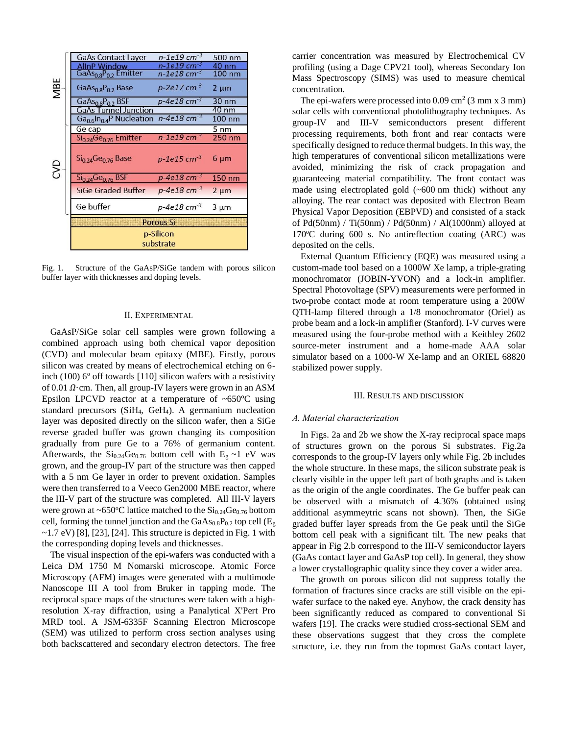| | Layer | Doping | Thickness |
|---|---|---|---|
| MBE | GaAs Contact Layer | n-1e19 $cm^{-3}$ | 500 nm |
| | AlInP Window | n-1e19 $cm^{-3}$ | 40 nm |
| | $GaAs_{0.8}P_{0.2}$ Emitter | n-1e18 $cm^{-3}$ | 100 nm |
| | $GaAs_{0.8}P_{0.2}$ Base | p-2e17 $cm^{-3}$ | 2 µm |
| | $GaAs_{0.8}P_{0.2}$ BSF | p-4e18 $cm^{-3}$ | 30 nm |
| | GaAs Tunnel Junction | | 40 nm |
| | $Ga_{0.6}In_{0.4}P$ Nucleation | n-4e18 $cm^{-3}$ | 100 nm |
| CVD | Ge cap | | 5 nm |
| | $Si_{0.24}Ge_{0.76}$ Emitter | n-1e19 $cm^{-3}$ | 250 nm |
| | $Si_{0.24}Ge_{0.76}$ Base | p-1e15 $cm^{-3}$ | 6 µm |
| | $Si_{0.24}Ge_{0.76}$ BSF | p-4e18 $cm^{-3}$ | 150 nm |
| | SiGe Graded Buffer | p-4e18 $cm^{-3}$ | 2 µm |
| | Ge buffer | p-4e18 $cm^{-3}$ | 3 µm |
| | Porous Si | | |
| | p-Silicon substrate | | |

Fig. 1. Structure of the GaAsP/SiGe tandem with porous silicon buffer layer with thicknesses and doping levels.

## II. Experimental

GaAsP/SiGe solar cell samples were grown following a combined approach using both chemical vapor deposition (CVD) and molecular beam epitaxy (MBE). Firstly, porous silicon was created by means of electrochemical etching on 6-inch (100) 6º off towards [110] silicon wafers with a resistivity of 0.01 Ω·cm. Then, all group-IV layers were grown in an ASM Epsilon LPCVD reactor at a temperature of ~650ºC using standard precursors ($SiH_4$, $GeH_4$). A germanium nucleation layer was deposited directly on the silicon wafer, then a SiGe reverse graded buffer was grown changing its composition gradually from pure Ge to a 76% of germanium content. Afterwards, the $Si_{0.24}Ge_{0.76}$ bottom cell with $E_g$ ~1 eV was grown, and the group-IV part of the structure was then capped with a 5 nm Ge layer in order to prevent oxidation. Samples were then transferred to a Veeco Gen2000 MBE reactor, where the III-V part of the structure was completed. All III-V layers were grown at ~650ºC lattice matched to the $Si_{0.24}Ge_{0.76}$ bottom cell, forming the tunnel junction and the $GaAs_{0.8}P_{0.2}$ top cell ($E_g$ ~1.7 eV) [8], [23], [24]. This structure is depicted in Fig. 1 with the corresponding doping levels and thicknesses.

The visual inspection of the epi-wafers was conducted with a Leica DM 1750 M Nomarski microscope. Atomic Force Microscopy (AFM) images were generated with a multimode Nanoscope III A tool from Bruker in tapping mode. The reciprocal space maps of the structures were taken with a high-resolution X-ray diffraction, using a Panalytical X'Pert Pro MRD tool. A JSM-6335F Scanning Electron Microscope (SEM) was utilized to perform cross section analyses using both backscattered and secondary electron detectors. The free carrier concentration was measured by Electrochemical CV profiling (using a Dage CPV21 tool), whereas Secondary Ion Mass Spectroscopy (SIMS) was used to measure chemical concentration.

The epi-wafers were processed into 0.09 $cm^2$ (3 mm x 3 mm) solar cells with conventional photolithography techniques. As group-IV and III-V semiconductors present different processing requirements, both front and rear contacts were specifically designed to reduce thermal budgets. In this way, the high temperatures of conventional silicon metallizations were avoided, minimizing the risk of crack propagation and guaranteeing material compatibility. The front contact was made using electroplated gold (~600 nm thick) without any alloying. The rear contact was deposited with Electron Beam Physical Vapor Deposition (EBPVD) and consisted of a stack of Pd(50nm) / Ti(50nm) / Pd(50nm) / Al(1000nm) alloyed at 170ºC during 600 s. No antireflection coating (ARC) was deposited on the cells.

External Quantum Efficiency (EQE) was measured using a custom-made tool based on a 1000W Xe lamp, a triple-grating monochromator (JOBIN-YVON) and a lock-in amplifier. Spectral Photovoltage (SPV) measurements were performed in two-probe contact mode at room temperature using a 200W QTH-lamp filtered through a 1/8 monochromator (Oriel) as probe beam and a lock-in amplifier (Stanford). I-V curves were measured using the four-probe method with a Keithley 2602 source-meter instrument and a home-made AAA solar simulator based on a 1000-W Xe-lamp and an ORIEL 68820 stabilized power supply.

## III. Results and discussion

### *A. Material characterization*

In Figs. 2a and 2b we show the X-ray reciprocal space maps of structures grown on the porous Si substrates. Fig.2a corresponds to the group-IV layers only while Fig. 2b includes the whole structure. In these maps, the silicon substrate peak is clearly visible in the upper left part of both graphs and is taken as the origin of the angle coordinates. The Ge buffer peak can be observed with a mismatch of 4.36% (obtained using additional asymmeytric scans not shown). Then, the SiGe graded buffer layer spreads from the Ge peak until the SiGe bottom cell peak with a significant tilt. The new peaks that appear in Fig 2.b correspond to the III-V semiconductor layers (GaAs contact layer and GaAsP top cell). In general, they show a lower crystallographic quality since they cover a wider area.

The growth on porous silicon did not suppress totally the formation of fractures since cracks are still visible on the epi-wafer surface to the naked eye. Anyhow, the crack density has been significantly reduced as compared to conventional Si wafers [19]. The cracks were studied cross-sectional SEM and these observations suggest that they cross the complete structure, i.e. they run from the topmost GaAs contact layer,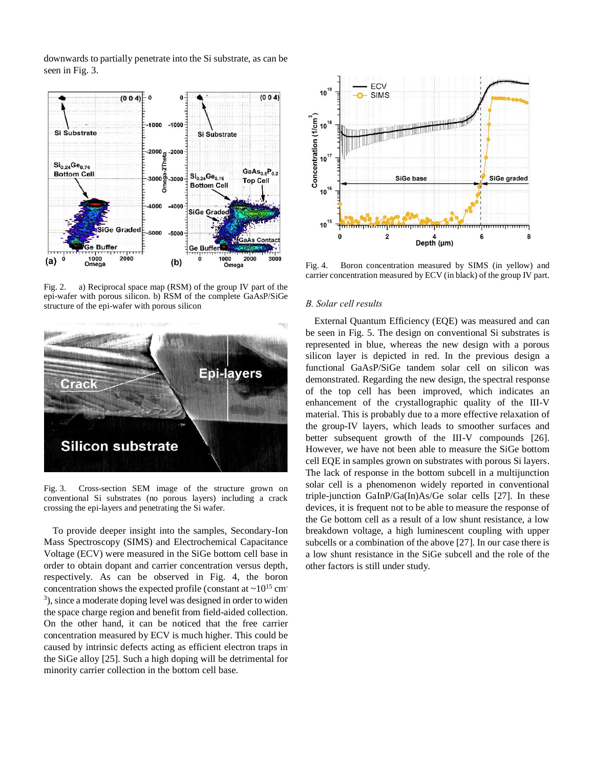downwards to partially penetrate into the Si substrate, as can be seen in Fig. 3.

Fig. 2. a) Reciprocal space map (RSM) of the group IV part of the epi-wafer with porous silicon. b) RSM of the complete GaAsP/SiGe structure of the epi-wafer with porous silicon

Fig. 3. Cross-section SEM image of the structure grown on conventional Si substrates (no porous layers) including a crack crossing the epi-layers and penetrating the Si wafer.

To provide deeper insight into the samples, Secondary-Ion Mass Spectroscopy (SIMS) and Electrochemical Capacitance Voltage (ECV) were measured in the SiGe bottom cell base in order to obtain dopant and carrier concentration versus depth, respectively. As can be observed in Fig. 4, the boron concentration shows the expected profile (constant at ~$10^{15}$ $cm^{-3}$), since a moderate doping level was designed in order to widen the space charge region and benefit from field-aided collection. On the other hand, it can be noticed that the free carrier concentration measured by ECV is much higher. This could be caused by intrinsic defects acting as efficient electron traps in the SiGe alloy [25]. Such a high doping will be detrimental for minority carrier collection in the bottom cell base.

Fig. 4. Boron concentration measured by SIMS (in yellow) and carrier concentration measured by ECV (in black) of the group IV part.

### *B. Solar cell results*

External Quantum Efficiency (EQE) was measured and can be seen in Fig. 5. The design on conventional Si substrates is represented in blue, whereas the new design with a porous silicon layer is depicted in red. In the previous design a functional GaAsP/SiGe tandem solar cell on silicon was demonstrated. Regarding the new design, the spectral response of the top cell has been improved, which indicates an enhancement of the crystallographic quality of the III-V material. This is probably due to a more effective relaxation of the group-IV layers, which leads to smoother surfaces and better subsequent growth of the III-V compounds [26]. However, we have not been able to measure the SiGe bottom cell EQE in samples grown on substrates with porous Si layers. The lack of response in the bottom subcell in a multijunction solar cell is a phenomenon widely reported in conventional triple-junction GaInP/Ga(In)As/Ge solar cells [27]. In these devices, it is frequent not to be able to measure the response of the Ge bottom cell as a result of a low shunt resistance, a low breakdown voltage, a high luminescent coupling with upper subcells or a combination of the above [27]. In our case there is a low shunt resistance in the SiGe subcell and the role of the other factors is still under study.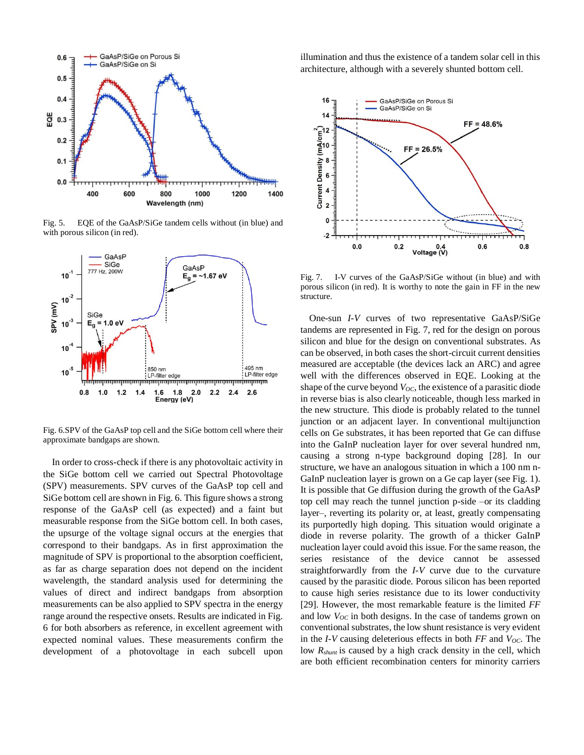Fig. 5. EQE of the GaAsP/SiGe tandem cells without (in blue) and with porous silicon (in red).

Fig. 6.SPV of the GaAsP top cell and the SiGe bottom cell where their approximate bandgaps are shown.

In order to cross-check if there is any photovoltaic activity in the SiGe bottom cell we carried out Spectral Photovoltage (SPV) measurements. SPV curves of the GaAsP top cell and SiGe bottom cell are shown in Fig. 6. This figure shows a strong response of the GaAsP cell (as expected) and a faint but measurable response from the SiGe bottom cell. In both cases, the upsurge of the voltage signal occurs at the energies that correspond to their bandgaps. As in first approximation the magnitude of SPV is proportional to the absorption coefficient, as far as charge separation does not depend on the incident wavelength, the standard analysis used for determining the values of direct and indirect bandgaps from absorption measurements can be also applied to SPV spectra in the energy range around the respective onsets. Results are indicated in Fig. 6 for both absorbers as reference, in excellent agreement with expected nominal values. These measurements confirm the development of a photovoltage in each subcell upon illumination and thus the existence of a tandem solar cell in this architecture, although with a severely shunted bottom cell.

Fig. 7. I-V curves of the GaAsP/SiGe without (in blue) and with porous silicon (in red). It is worthy to note the gain in FF in the new structure.

One-sun *I-V* curves of two representative GaAsP/SiGe tandems are represented in Fig. 7, red for the design on porous silicon and blue for the design on conventional substrates. As can be observed, in both cases the short-circuit current densities measured are acceptable (the devices lack an ARC) and agree well with the differences observed in EQE. Looking at the shape of the curve beyond $V_{OC}$, the existence of a parasitic diode in reverse bias is also clearly noticeable, though less marked in the new structure. This diode is probably related to the tunnel junction or an adjacent layer. In conventional multijunction cells on Ge substrates, it has been reported that Ge can diffuse into the GaInP nucleation layer for over several hundred nm, causing a strong n-type background doping [28]. In our structure, we have an analogous situation in which a 100 nm n-GaInP nucleation layer is grown on a Ge cap layer (see Fig. 1). It is possible that Ge diffusion during the growth of the GaAsP top cell may reach the tunnel junction p-side –or its cladding layer–, reverting its polarity or, at least, greatly compensating its purportedly high doping. This situation would originate a diode in reverse polarity. The growth of a thicker GaInP nucleation layer could avoid this issue. For the same reason, the series resistance of the device cannot be assessed straightforwardly from the *I-V* curve due to the curvature caused by the parasitic diode. Porous silicon has been reported to cause high series resistance due to its lower conductivity [29]. However, the most remarkable feature is the limited *FF* and low $V_{OC}$ in both designs. In the case of tandems grown on conventional substrates, the low shunt resistance is very evident in the *I-V* causing deleterious effects in both *FF* and $V_{OC}$. The low $R_{shunt}$ is caused by a high crack density in the cell, which are both efficient recombination centers for minority carriers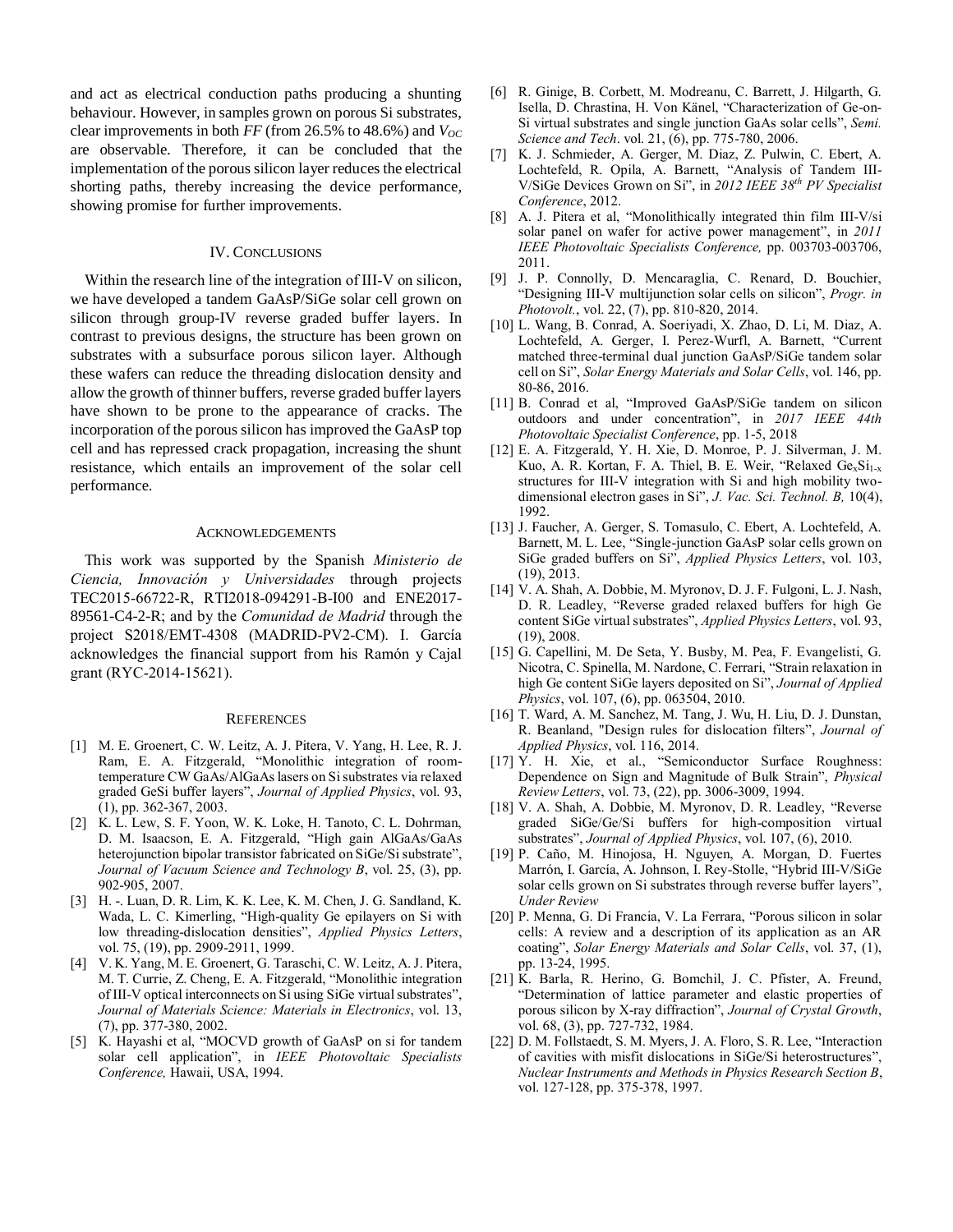and act as electrical conduction paths producing a shunting behaviour. However, in samples grown on porous Si substrates, clear improvements in both *FF* (from 26.5% to 48.6%) and $V_{OC}$ are observable. Therefore, it can be concluded that the implementation of the porous silicon layer reduces the electrical shorting paths, thereby increasing the device performance, showing promise for further improvements.

## IV. Conclusions

Within the research line of the integration of III-V on silicon, we have developed a tandem GaAsP/SiGe solar cell grown on silicon through group-IV reverse graded buffer layers. In contrast to previous designs, the structure has been grown on substrates with a subsurface porous silicon layer. Although these wafers can reduce the threading dislocation density and allow the growth of thinner buffers, reverse graded buffer layers have shown to be prone to the appearance of cracks. The incorporation of the porous silicon has improved the GaAsP top cell and has repressed crack propagation, increasing the shunt resistance, which entails an improvement of the solar cell performance.

## Acknowledgements

This work was supported by the Spanish *Ministerio de Ciencia, Innovación y Universidades* through projects TEC2015-66722-R, RTI2018-094291-B-I00 and ENE2017-89561-C4-2-R; and by the *Comunidad de Madrid* through the project S2018/EMT-4308 (MADRID-PV2-CM). I. García acknowledges the financial support from his Ramón y Cajal grant (RYC-2014-15621).

## References

[1] M. E. Groenert, C. W. Leitz, A. J. Pitera, V. Yang, H. Lee, R. J. Ram, E. A. Fitzgerald, "Monolithic integration of room-temperature CW GaAs/AlGaAs lasers on Si substrates via relaxed graded GeSi buffer layers", *Journal of Applied Physics*, vol. 93, (1), pp. 362-367, 2003.

[2] K. L. Lew, S. F. Yoon, W. K. Loke, H. Tanoto, C. L. Dohrman, D. M. Isaacson, E. A. Fitzgerald, "High gain AlGaAs/GaAs heterojunction bipolar transistor fabricated on SiGe/Si substrate", *Journal of Vacuum Science and Technology B*, vol. 25, (3), pp. 902-905, 2007.

[3] H. -. Luan, D. R. Lim, K. K. Lee, K. M. Chen, J. G. Sandland, K. Wada, L. C. Kimerling, "High-quality Ge epilayers on Si with low threading-dislocation densities", *Applied Physics Letters*, vol. 75, (19), pp. 2909-2911, 1999.

[4] V. K. Yang, M. E. Groenert, G. Taraschi, C. W. Leitz, A. J. Pitera, M. T. Currie, Z. Cheng, E. A. Fitzgerald, "Monolithic integration of III-V optical interconnects on Si using SiGe virtual substrates", *Journal of Materials Science: Materials in Electronics*, vol. 13, (7), pp. 377-380, 2002.

[5] K. Hayashi et al, "MOCVD growth of GaAsP on si for tandem solar cell application", in *IEEE Photovoltaic Specialists Conference,* Hawaii, USA, 1994.

[6] R. Ginige, B. Corbett, M. Modreanu, C. Barrett, J. Hilgarth, G. Isella, D. Chrastina, H. Von Känel, "Characterization of Ge-on-Si virtual substrates and single junction GaAs solar cells", *Semi. Science and Tech*. vol. 21, (6), pp. 775-780, 2006.

[7] K. J. Schmieder, A. Gerger, M. Diaz, Z. Pulwin, C. Ebert, A. Lochtefeld, R. Opila, A. Barnett, "Analysis of Tandem III-V/SiGe Devices Grown on Si", in *2012 IEEE 38th PV Specialist Conference*, 2012.

[8] A. J. Pitera et al, "Monolithically integrated thin film III-V/si solar panel on wafer for active power management", in *2011 IEEE Photovoltaic Specialists Conference,* pp. 003703-003706, 2011.

[9] J. P. Connolly, D. Mencaraglia, C. Renard, D. Bouchier, "Designing III-V multijunction solar cells on silicon", *Progr. in Photovolt.*, vol. 22, (7), pp. 810-820, 2014.

[10] L. Wang, B. Conrad, A. Soeriyadi, X. Zhao, D. Li, M. Diaz, A. Lochtefeld, A. Gerger, I. Perez-Wurfl, A. Barnett, "Current matched three-terminal dual junction GaAsP/SiGe tandem solar cell on Si", *Solar Energy Materials and Solar Cells*, vol. 146, pp. 80-86, 2016.

[11] B. Conrad et al, "Improved GaAsP/SiGe tandem on silicon outdoors and under concentration", in *2017 IEEE 44th Photovoltaic Specialist Conference*, pp. 1-5, 2018

[12] E. A. Fitzgerald, Y. H. Xie, D. Monroe, P. J. Silverman, J. M. Kuo, A. R. Kortan, F. A. Thiel, B. E. Weir, "Relaxed $Ge_xSi_{1-x}$ structures for III-V integration with Si and high mobility two-dimensional electron gases in Si", *J. Vac. Sci. Technol. B,* 10(4), 1992.

[13] J. Faucher, A. Gerger, S. Tomasulo, C. Ebert, A. Lochtefeld, A. Barnett, M. L. Lee, "Single-junction GaAsP solar cells grown on SiGe graded buffers on Si", *Applied Physics Letters*, vol. 103, (19), 2013.

[14] V. A. Shah, A. Dobbie, M. Myronov, D. J. F. Fulgoni, L. J. Nash, D. R. Leadley, "Reverse graded relaxed buffers for high Ge content SiGe virtual substrates", *Applied Physics Letters*, vol. 93, (19), 2008.

[15] G. Capellini, M. De Seta, Y. Busby, M. Pea, F. Evangelisti, G. Nicotra, C. Spinella, M. Nardone, C. Ferrari, "Strain relaxation in high Ge content SiGe layers deposited on Si", *Journal of Applied Physics*, vol. 107, (6), pp. 063504, 2010.

[16] T. Ward, A. M. Sanchez, M. Tang, J. Wu, H. Liu, D. J. Dunstan, R. Beanland, "Design rules for dislocation filters", *Journal of Applied Physics*, vol. 116, 2014.

[17] Y. H. Xie, et al., "Semiconductor Surface Roughness: Dependence on Sign and Magnitude of Bulk Strain", *Physical Review Letters*, vol. 73, (22), pp. 3006-3009, 1994.

[18] V. A. Shah, A. Dobbie, M. Myronov, D. R. Leadley, "Reverse graded SiGe/Ge/Si buffers for high-composition virtual substrates", *Journal of Applied Physics*, vol. 107, (6), 2010.

[19] P. Caño, M. Hinojosa, H. Nguyen, A. Morgan, D. Fuertes Marrón, I. García, A. Johnson, I. Rey-Stolle, "Hybrid III-V/SiGe solar cells grown on Si substrates through reverse buffer layers", *Under Review*

[20] P. Menna, G. Di Francia, V. La Ferrara, "Porous silicon in solar cells: A review and a description of its application as an AR coating", *Solar Energy Materials and Solar Cells*, vol. 37, (1), pp. 13-24, 1995.

[21] K. Barla, R. Herino, G. Bomchil, J. C. Pfister, A. Freund, "Determination of lattice parameter and elastic properties of porous silicon by X-ray diffraction", *Journal of Crystal Growth*, vol. 68, (3), pp. 727-732, 1984.

[22] D. M. Follstaedt, S. M. Myers, J. A. Floro, S. R. Lee, "Interaction of cavities with misfit dislocations in SiGe/Si heterostructures", *Nuclear Instruments and Methods in Physics Research Section B*, vol. 127-128, pp. 375-378, 1997.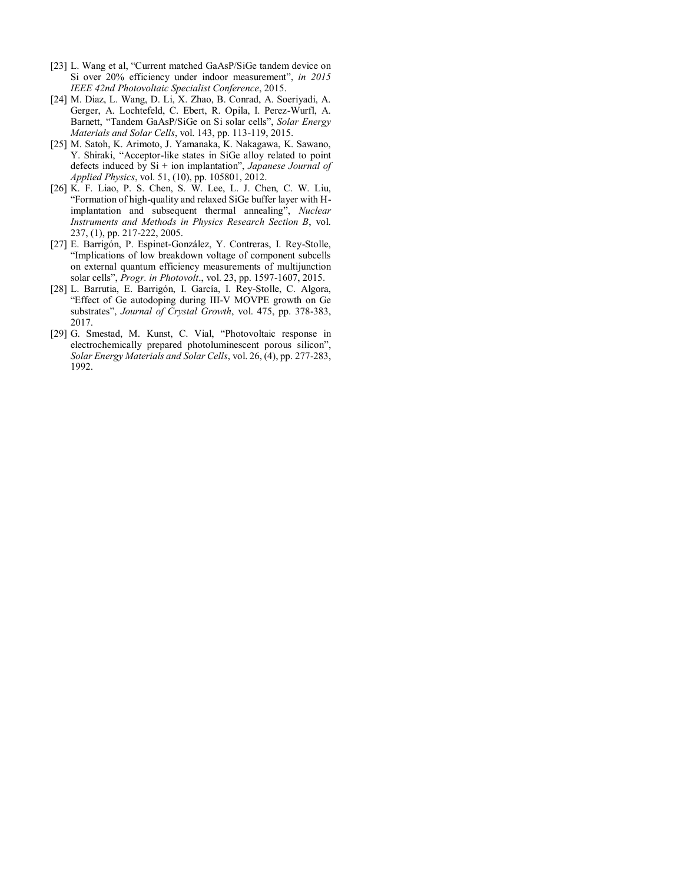[23] L. Wang et al, "Current matched GaAsP/SiGe tandem device on Si over 20% efficiency under indoor measurement", *in 2015 IEEE 42nd Photovoltaic Specialist Conference*, 2015.

[24] M. Diaz, L. Wang, D. Li, X. Zhao, B. Conrad, A. Soeriyadi, A. Gerger, A. Lochtefeld, C. Ebert, R. Opila, I. Perez-Wurfl, A. Barnett, "Tandem GaAsP/SiGe on Si solar cells", *Solar Energy Materials and Solar Cells*, vol. 143, pp. 113-119, 2015.

[25] M. Satoh, K. Arimoto, J. Yamanaka, K. Nakagawa, K. Sawano, Y. Shiraki, "Acceptor-like states in SiGe alloy related to point defects induced by Si + ion implantation", *Japanese Journal of Applied Physics*, vol. 51, (10), pp. 105801, 2012.

[26] K. F. Liao, P. S. Chen, S. W. Lee, L. J. Chen, C. W. Liu, "Formation of high-quality and relaxed SiGe buffer layer with H-implantation and subsequent thermal annealing", *Nuclear Instruments and Methods in Physics Research Section B*, vol. 237, (1), pp. 217-222, 2005.

[27] E. Barrigón, P. Espinet-González, Y. Contreras, I. Rey-Stolle, "Implications of low breakdown voltage of component subcells on external quantum efficiency measurements of multijunction solar cells", *Progr. in Photovolt*., vol. 23, pp. 1597-1607, 2015.

[28] L. Barrutia, E. Barrigón, I. García, I. Rey-Stolle, C. Algora, "Effect of Ge autodoping during III-V MOVPE growth on Ge substrates", *Journal of Crystal Growth*, vol. 475, pp. 378-383, 2017.

[29] G. Smestad, M. Kunst, C. Vial, "Photovoltaic response in electrochemically prepared photoluminescent porous silicon", *Solar Energy Materials and Solar Cells*, vol. 26, (4), pp. 277-283, 1992.